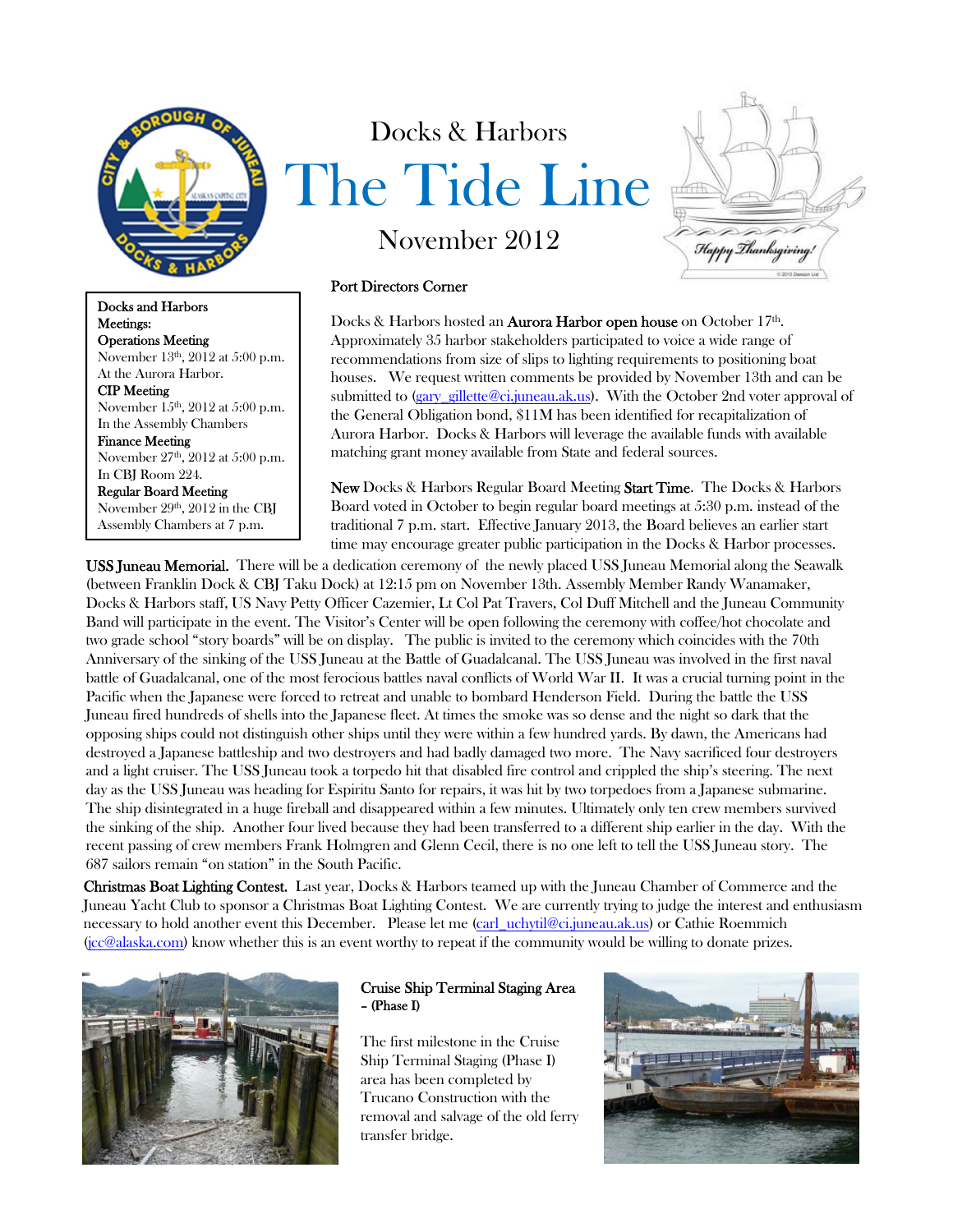# Docks & Harbors

# The Tide Line

## November 2012

**Docks and Harbors Meetings:**

**Operations Meeting**
November 13th, 2012 at 5:00 p.m.
At the Aurora Harbor.

**CIP Meeting**
November 15th, 2012 at 5:00 p.m.
In the Assembly Chambers

**Finance Meeting**
November 27th, 2012 at 5:00 p.m.
In CBJ Room 224.

**Regular Board Meeting**
November 29th, 2012 in the CBJ Assembly Chambers at 7 p.m.

### Port Directors Corner

Docks & Harbors hosted an **Aurora Harbor open house** on October 17th. Approximately 35 harbor stakeholders participated to voice a wide range of recommendations from size of slips to lighting requirements to positioning boat houses. We request written comments be provided by November 13th and can be submitted to (gary_gillette@ci.juneau.ak.us). With the October 2nd voter approval of the General Obligation bond, $11M has been identified for recapitalization of Aurora Harbor. Docks & Harbors will leverage the available funds with available matching grant money available from State and federal sources.

**New** Docks & Harbors Regular Board Meeting **Start Time**. The Docks & Harbors Board voted in October to begin regular board meetings at 5:30 p.m. instead of the traditional 7 p.m. start. Effective January 2013, the Board believes an earlier start time may encourage greater public participation in the Docks & Harbor processes.

**USS Juneau Memorial.** There will be a dedication ceremony of the newly placed USS Juneau Memorial along the Seawalk (between Franklin Dock & CBJ Taku Dock) at 12:15 pm on November 13th. Assembly Member Randy Wanamaker, Docks & Harbors staff, US Navy Petty Officer Cazemier, Lt Col Pat Travers, Col Duff Mitchell and the Juneau Community Band will participate in the event. The Visitor's Center will be open following the ceremony with coffee/hot chocolate and two grade school "story boards" will be on display. The public is invited to the ceremony which coincides with the 70th Anniversary of the sinking of the USS Juneau at the Battle of Guadalcanal. The USS Juneau was involved in the first naval battle of Guadalcanal, one of the most ferocious battles naval conflicts of World War II. It was a crucial turning point in the Pacific when the Japanese were forced to retreat and unable to bombard Henderson Field. During the battle the USS Juneau fired hundreds of shells into the Japanese fleet. At times the smoke was so dense and the night so dark that the opposing ships could not distinguish other ships until they were within a few hundred yards. By dawn, the Americans had destroyed a Japanese battleship and two destroyers and had badly damaged two more. The Navy sacrificed four destroyers and a light cruiser. The USS Juneau took a torpedo hit that disabled fire control and crippled the ship's steering. The next day as the USS Juneau was heading for Espiritu Santo for repairs, it was hit by two torpedoes from a Japanese submarine. The ship disintegrated in a huge fireball and disappeared within a few minutes. Ultimately only ten crew members survived the sinking of the ship. Another four lived because they had been transferred to a different ship earlier in the day. With the recent passing of crew members Frank Holmgren and Glenn Cecil, there is no one left to tell the USS Juneau story. The 687 sailors remain "on station" in the South Pacific.

**Christmas Boat Lighting Contest.** Last year, Docks & Harbors teamed up with the Juneau Chamber of Commerce and the Juneau Yacht Club to sponsor a Christmas Boat Lighting Contest. We are currently trying to judge the interest and enthusiasm necessary to hold another event this December. Please let me (carl_uchytil@ci.juneau.ak.us) or Cathie Roemmich (jcc@alaska.com) know whether this is an event worthy to repeat if the community would be willing to donate prizes.

### Cruise Ship Terminal Staging Area – (Phase I)

The first milestone in the Cruise Ship Terminal Staging (Phase I) area has been completed by Trucano Construction with the removal and salvage of the old ferry transfer bridge.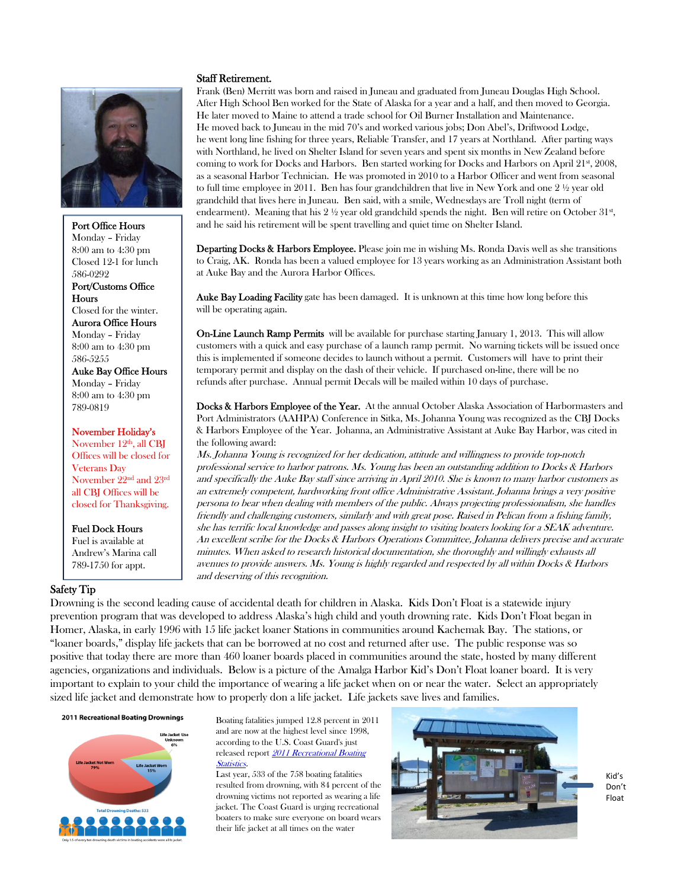## Staff Retirement.

Frank (Ben) Merritt was born and raised in Juneau and graduated from Juneau Douglas High School. After High School Ben worked for the State of Alaska for a year and a half, and then moved to Georgia. He later moved to Maine to attend a trade school for Oil Burner Installation and Maintenance. He moved back to Juneau in the mid 70's and worked various jobs; Don Abel's, Driftwood Lodge, he went long line fishing for three years, Reliable Transfer, and 17 years at Northland. After parting ways with Northland, he lived on Shelter Island for seven years and spent six months in New Zealand before coming to work for Docks and Harbors. Ben started working for Docks and Harbors on April 21st, 2008, as a seasonal Harbor Technician. He was promoted in 2010 to a Harbor Officer and went from seasonal to full time employee in 2011. Ben has four grandchildren that live in New York and one 2 ½ year old grandchild that lives here in Juneau. Ben said, with a smile, Wednesdays are Troll night (term of endearment). Meaning that his 2 ½ year old grandchild spends the night. Ben will retire on October 31st, and he said his retirement will be spent travelling and quiet time on Shelter Island.

**Port Office Hours**
Monday – Friday
8:00 am to 4:30 pm
Closed 12-1 for lunch
586-0292

**Port/Customs Office Hours**
Closed for the winter.

**Aurora Office Hours**
Monday – Friday
8:00 am to 4:30 pm
586-5255

**Auke Bay Office Hours**
Monday – Friday
8:00 am to 4:30 pm
789-0819

**November Holiday's**
November 12th, all CBJ Offices will be closed for Veterans Day
November 22nd and 23rd all CBJ Offices will be closed for Thanksgiving.

**Fuel Dock Hours**
Fuel is available at Andrew's Marina call 789-1750 for appt.

**Departing Docks & Harbors Employee.** Please join me in wishing Ms. Ronda Davis well as she transitions to Craig, AK. Ronda has been a valued employee for 13 years working as an Administration Assistant both at Auke Bay and the Aurora Harbor Offices.

**Auke Bay Loading Facility** gate has been damaged. It is unknown at this time how long before this will be operating again.

**On-Line Launch Ramp Permits** will be available for purchase starting January 1, 2013. This will allow customers with a quick and easy purchase of a launch ramp permit. No warning tickets will be issued once this is implemented if someone decides to launch without a permit. Customers will have to print their temporary permit and display on the dash of their vehicle. If purchased on-line, there will be no refunds after purchase. Annual permit Decals will be mailed within 10 days of purchase.

**Docks & Harbors Employee of the Year.** At the annual October Alaska Association of Harbormasters and Port Administrators (AAHPA) Conference in Sitka, Ms. Johanna Young was recognized as the CBJ Docks & Harbors Employee of the Year. Johanna, an Administrative Assistant at Auke Bay Harbor, was cited in the following award:

*Ms. Johanna Young is recognized for her dedication, attitude and willingness to provide top-notch professional service to harbor patrons. Ms. Young has been an outstanding addition to Docks & Harbors and specifically the Auke Bay staff since arriving in April 2010. She is known to many harbor customers as an extremely competent, hardworking front office Administrative Assistant. Johanna brings a very positive persona to bear when dealing with members of the public. Always projecting professionalism, she handles friendly and challenging customers, similarly and with great pose. Raised in Pelican from a fishing family, she has terrific local knowledge and passes along insight to visiting boaters looking for a SEAK adventure. An excellent scribe for the Docks & Harbors Operations Committee, Johanna delivers precise and accurate minutes. When asked to research historical documentation, she thoroughly and willingly exhausts all avenues to provide answers. Ms. Young is highly regarded and respected by all within Docks & Harbors and deserving of this recognition.*

## Safety Tip

Drowning is the second leading cause of accidental death for children in Alaska. Kids Don't Float is a statewide injury prevention program that was developed to address Alaska's high child and youth drowning rate. Kids Don't Float began in Homer, Alaska, in early 1996 with 15 life jacket loaner Stations in communities around Kachemak Bay. The stations, or "loaner boards," display life jackets that can be borrowed at no cost and returned after use. The public response was so positive that today there are more than 460 loaner boards placed in communities around the state, hosted by many different agencies, organizations and individuals. Below is a picture of the Amalga Harbor Kid's Don't Float loaner board. It is very important to explain to your child the importance of wearing a life jacket when on or near the water. Select an appropriately sized life jacket and demonstrate how to properly don a life jacket. Life jackets save lives and families.

2011 Recreational Boating Drownings
Life Jacket Use Unknown 6%
Life Jacket Not Worn 79%
Life Jacket Worn 15%
Total Drowning Deaths: 533
Only 1.5 of every ten drowning death victims in boating accidents were wearing a life jacket.

Boating fatalities jumped 12.8 percent in 2011 and are now at the highest level since 1998, according to the U.S. Coast Guard's just released report *2011 Recreational Boating Statistics*.
Last year, 533 of the 758 boating fatalities resulted from drowning, with 84 percent of the drowning victims not reported as wearing a life jacket. The Coast Guard is urging recreational boaters to make sure everyone on board wears their life jacket at all times on the water

Kid's Don't Float